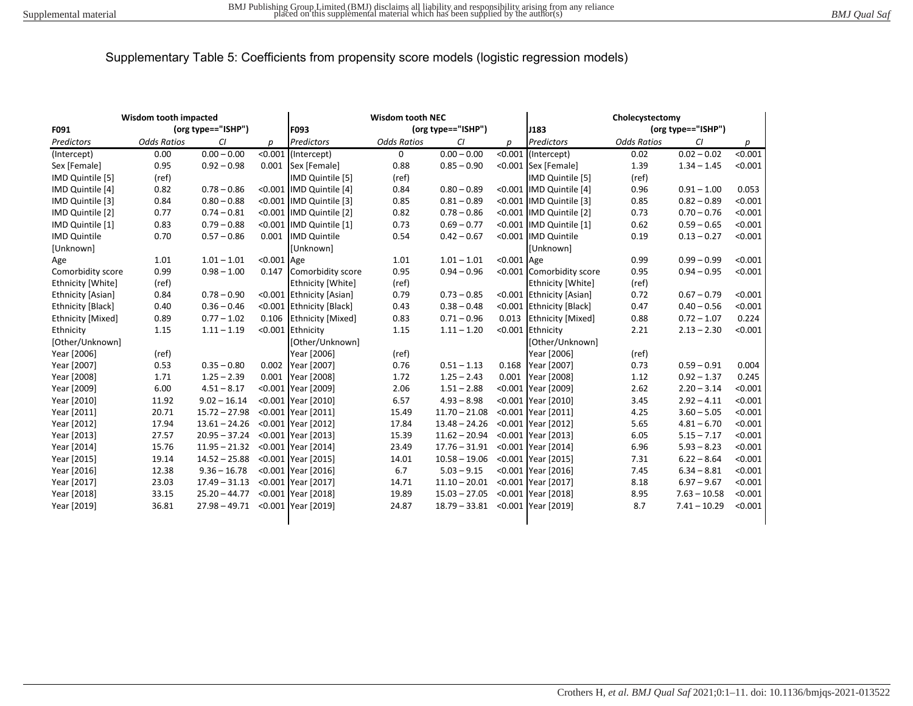# Supplementary Table 5: Coefficients from propensity score models (logistic regression models)

| Wisdom tooth impacted | | | | Wisdom tooth NEC | | | | Cholecystectomy | | | |
|---|---|---|---|---|---|---|---|---|---|---|---|
| **F091** | (org type=="ISHP") | | | **F093** | (org type=="ISHP") | | | **J183** | (org type=="ISHP") | | |
| *Predictors* | *Odds Ratios* | *CI* | *p* | *Predictors* | *Odds Ratios* | *CI* | *p* | *Predictors* | *Odds Ratios* | *CI* | *p* |
| (Intercept) | 0.00 | 0.00 – 0.00 | <0.001 | (Intercept) | 0 | 0.00 – 0.00 | <0.001 | (Intercept) | 0.02 | 0.02 – 0.02 | <0.001 |
| Sex [Female] | 0.95 | 0.92 – 0.98 | 0.001 | Sex [Female] | 0.88 | 0.85 – 0.90 | <0.001 | Sex [Female] | 1.39 | 1.34 – 1.45 | <0.001 |
| IMD Quintile [5] | (ref) | | | IMD Quintile [5] | (ref) | | | IMD Quintile [5] | (ref) | | |
| IMD Quintile [4] | 0.82 | 0.78 – 0.86 | <0.001 | IMD Quintile [4] | 0.84 | 0.80 – 0.89 | <0.001 | IMD Quintile [4] | 0.96 | 0.91 – 1.00 | 0.053 |
| IMD Quintile [3] | 0.84 | 0.80 – 0.88 | <0.001 | IMD Quintile [3] | 0.85 | 0.81 – 0.89 | <0.001 | IMD Quintile [3] | 0.85 | 0.82 – 0.89 | <0.001 |
| IMD Quintile [2] | 0.77 | 0.74 – 0.81 | <0.001 | IMD Quintile [2] | 0.82 | 0.78 – 0.86 | <0.001 | IMD Quintile [2] | 0.73 | 0.70 – 0.76 | <0.001 |
| IMD Quintile [1] | 0.83 | 0.79 – 0.88 | <0.001 | IMD Quintile [1] | 0.73 | 0.69 – 0.77 | <0.001 | IMD Quintile [1] | 0.62 | 0.59 – 0.65 | <0.001 |
| IMD Quintile [Unknown] | 0.70 | 0.57 – 0.86 | 0.001 | IMD Quintile [Unknown] | 0.54 | 0.42 – 0.67 | <0.001 | IMD Quintile [Unknown] | 0.19 | 0.13 – 0.27 | <0.001 |
| Age | 1.01 | 1.01 – 1.01 | <0.001 | Age | 1.01 | 1.01 – 1.01 | <0.001 | Age | 0.99 | 0.99 – 0.99 | <0.001 |
| Comorbidity score | 0.99 | 0.98 – 1.00 | 0.147 | Comorbidity score | 0.95 | 0.94 – 0.96 | <0.001 | Comorbidity score | 0.95 | 0.94 – 0.95 | <0.001 |
| Ethnicity [White] | (ref) | | | Ethnicity [White] | (ref) | | | Ethnicity [White] | (ref) | | |
| Ethnicity [Asian] | 0.84 | 0.78 – 0.90 | <0.001 | Ethnicity [Asian] | 0.79 | 0.73 – 0.85 | <0.001 | Ethnicity [Asian] | 0.72 | 0.67 – 0.79 | <0.001 |
| Ethnicity [Black] | 0.40 | 0.36 – 0.46 | <0.001 | Ethnicity [Black] | 0.43 | 0.38 – 0.48 | <0.001 | Ethnicity [Black] | 0.47 | 0.40 – 0.56 | <0.001 |
| Ethnicity [Mixed] | 0.89 | 0.77 – 1.02 | 0.106 | Ethnicity [Mixed] | 0.83 | 0.71 – 0.96 | 0.013 | Ethnicity [Mixed] | 0.88 | 0.72 – 1.07 | 0.224 |
| Ethnicity [Other/Unknown] | 1.15 | 1.11 – 1.19 | <0.001 | Ethnicity [Other/Unknown] | 1.15 | 1.11 – 1.20 | <0.001 | Ethnicity [Other/Unknown] | 2.21 | 2.13 – 2.30 | <0.001 |
| Year [2006] | (ref) | | | Year [2006] | (ref) | | | Year [2006] | (ref) | | |
| Year [2007] | 0.53 | 0.35 – 0.80 | 0.002 | Year [2007] | 0.76 | 0.51 – 1.13 | 0.168 | Year [2007] | 0.73 | 0.59 – 0.91 | 0.004 |
| Year [2008] | 1.71 | 1.25 – 2.39 | 0.001 | Year [2008] | 1.72 | 1.25 – 2.43 | 0.001 | Year [2008] | 1.12 | 0.92 – 1.37 | 0.245 |
| Year [2009] | 6.00 | 4.51 – 8.17 | <0.001 | Year [2009] | 2.06 | 1.51 – 2.88 | <0.001 | Year [2009] | 2.62 | 2.20 – 3.14 | <0.001 |
| Year [2010] | 11.92 | 9.02 – 16.14 | <0.001 | Year [2010] | 6.57 | 4.93 – 8.98 | <0.001 | Year [2010] | 3.45 | 2.92 – 4.11 | <0.001 |
| Year [2011] | 20.71 | 15.72 – 27.98 | <0.001 | Year [2011] | 15.49 | 11.70 – 21.08 | <0.001 | Year [2011] | 4.25 | 3.60 – 5.05 | <0.001 |
| Year [2012] | 17.94 | 13.61 – 24.26 | <0.001 | Year [2012] | 17.84 | 13.48 – 24.26 | <0.001 | Year [2012] | 5.65 | 4.81 – 6.70 | <0.001 |
| Year [2013] | 27.57 | 20.95 – 37.24 | <0.001 | Year [2013] | 15.39 | 11.62 – 20.94 | <0.001 | Year [2013] | 6.05 | 5.15 – 7.17 | <0.001 |
| Year [2014] | 15.76 | 11.95 – 21.32 | <0.001 | Year [2014] | 23.49 | 17.76 – 31.91 | <0.001 | Year [2014] | 6.96 | 5.93 – 8.23 | <0.001 |
| Year [2015] | 19.14 | 14.52 – 25.88 | <0.001 | Year [2015] | 14.01 | 10.58 – 19.06 | <0.001 | Year [2015] | 7.31 | 6.22 – 8.64 | <0.001 |
| Year [2016] | 12.38 | 9.36 – 16.78 | <0.001 | Year [2016] | 6.7 | 5.03 – 9.15 | <0.001 | Year [2016] | 7.45 | 6.34 – 8.81 | <0.001 |
| Year [2017] | 23.03 | 17.49 – 31.13 | <0.001 | Year [2017] | 14.71 | 11.10 – 20.01 | <0.001 | Year [2017] | 8.18 | 6.97 – 9.67 | <0.001 |
| Year [2018] | 33.15 | 25.20 – 44.77 | <0.001 | Year [2018] | 19.89 | 15.03 – 27.05 | <0.001 | Year [2018] | 8.95 | 7.63 – 10.58 | <0.001 |
| Year [2019] | 36.81 | 27.98 – 49.71 | <0.001 | Year [2019] | 24.87 | 18.79 – 33.81 | <0.001 | Year [2019] | 8.7 | 7.41 – 10.29 | <0.001 |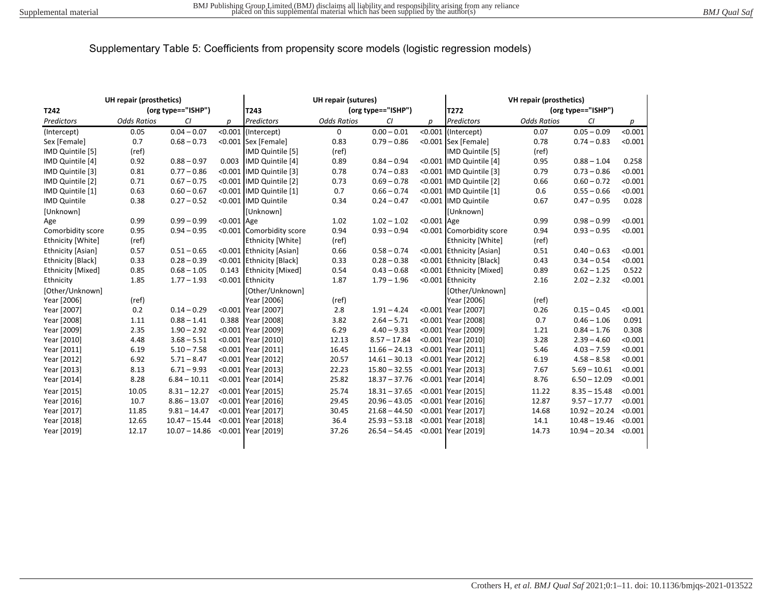# Supplementary Table 5: Coefficients from propensity score models (logistic regression models)

| UH repair (prosthetics) | | | | UH repair (sutures) | | | | VH repair (prosthetics) | | | |
|---|---|---|---|---|---|---|---|---|---|---|---|
| T242 | (org type=="ISHP") | | | T243 | (org type=="ISHP") | | | T272 | (org type=="ISHP") | | |
| *Predictors* | *Odds Ratios* | *CI* | *p* | *Predictors* | *Odds Ratios* | *CI* | *p* | *Predictors* | *Odds Ratios* | *CI* | *p* |
| (Intercept) | 0.05 | 0.04 – 0.07 | <0.001 | (Intercept) | 0 | 0.00 – 0.01 | <0.001 | (Intercept) | 0.07 | 0.05 – 0.09 | <0.001 |
| Sex [Female] | 0.7 | 0.68 – 0.73 | <0.001 | Sex [Female] | 0.83 | 0.79 – 0.86 | <0.001 | Sex [Female] | 0.78 | 0.74 – 0.83 | <0.001 |
| IMD Quintile [5] | (ref) | | | IMD Quintile [5] | (ref) | | | IMD Quintile [5] | (ref) | | |
| IMD Quintile [4] | 0.92 | 0.88 – 0.97 | 0.003 | IMD Quintile [4] | 0.89 | 0.84 – 0.94 | <0.001 | IMD Quintile [4] | 0.95 | 0.88 – 1.04 | 0.258 |
| IMD Quintile [3] | 0.81 | 0.77 – 0.86 | <0.001 | IMD Quintile [3] | 0.78 | 0.74 – 0.83 | <0.001 | IMD Quintile [3] | 0.79 | 0.73 – 0.86 | <0.001 |
| IMD Quintile [2] | 0.71 | 0.67 – 0.75 | <0.001 | IMD Quintile [2] | 0.73 | 0.69 – 0.78 | <0.001 | IMD Quintile [2] | 0.66 | 0.60 – 0.72 | <0.001 |
| IMD Quintile [1] | 0.63 | 0.60 – 0.67 | <0.001 | IMD Quintile [1] | 0.7 | 0.66 – 0.74 | <0.001 | IMD Quintile [1] | 0.6 | 0.55 – 0.66 | <0.001 |
| IMD Quintile [Unknown] | 0.38 | 0.27 – 0.52 | <0.001 | IMD Quintile [Unknown] | 0.34 | 0.24 – 0.47 | <0.001 | IMD Quintile [Unknown] | 0.67 | 0.47 – 0.95 | 0.028 |
| Age | 0.99 | 0.99 – 0.99 | <0.001 | Age | 1.02 | 1.02 – 1.02 | <0.001 | Age | 0.99 | 0.98 – 0.99 | <0.001 |
| Comorbidity score | 0.95 | 0.94 – 0.95 | <0.001 | Comorbidity score | 0.94 | 0.93 – 0.94 | <0.001 | Comorbidity score | 0.94 | 0.93 – 0.95 | <0.001 |
| Ethnicity [White] | (ref) | | | Ethnicity [White] | (ref) | | | Ethnicity [White] | (ref) | | |
| Ethnicity [Asian] | 0.57 | 0.51 – 0.65 | <0.001 | Ethnicity [Asian] | 0.66 | 0.58 – 0.74 | <0.001 | Ethnicity [Asian] | 0.51 | 0.40 – 0.63 | <0.001 |
| Ethnicity [Black] | 0.33 | 0.28 – 0.39 | <0.001 | Ethnicity [Black] | 0.33 | 0.28 – 0.38 | <0.001 | Ethnicity [Black] | 0.43 | 0.34 – 0.54 | <0.001 |
| Ethnicity [Mixed] | 0.85 | 0.68 – 1.05 | 0.143 | Ethnicity [Mixed] | 0.54 | 0.43 – 0.68 | <0.001 | Ethnicity [Mixed] | 0.89 | 0.62 – 1.25 | 0.522 |
| Ethnicity [Other/Unknown] | 1.85 | 1.77 – 1.93 | <0.001 | Ethnicity [Other/Unknown] | 1.87 | 1.79 – 1.96 | <0.001 | Ethnicity [Other/Unknown] | 2.16 | 2.02 – 2.32 | <0.001 |
| Year [2006] | (ref) | | | Year [2006] | (ref) | | | Year [2006] | (ref) | | |
| Year [2007] | 0.2 | 0.14 – 0.29 | <0.001 | Year [2007] | 2.8 | 1.91 – 4.24 | <0.001 | Year [2007] | 0.26 | 0.15 – 0.45 | <0.001 |
| Year [2008] | 1.11 | 0.88 – 1.41 | 0.388 | Year [2008] | 3.82 | 2.64 – 5.71 | <0.001 | Year [2008] | 0.7 | 0.46 – 1.06 | 0.091 |
| Year [2009] | 2.35 | 1.90 – 2.92 | <0.001 | Year [2009] | 6.29 | 4.40 – 9.33 | <0.001 | Year [2009] | 1.21 | 0.84 – 1.76 | 0.308 |
| Year [2010] | 4.48 | 3.68 – 5.51 | <0.001 | Year [2010] | 12.13 | 8.57 – 17.84 | <0.001 | Year [2010] | 3.28 | 2.39 – 4.60 | <0.001 |
| Year [2011] | 6.19 | 5.10 – 7.58 | <0.001 | Year [2011] | 16.45 | 11.66 – 24.13 | <0.001 | Year [2011] | 5.46 | 4.03 – 7.59 | <0.001 |
| Year [2012] | 6.92 | 5.71 – 8.47 | <0.001 | Year [2012] | 20.57 | 14.61 – 30.13 | <0.001 | Year [2012] | 6.19 | 4.58 – 8.58 | <0.001 |
| Year [2013] | 8.13 | 6.71 – 9.93 | <0.001 | Year [2013] | 22.23 | 15.80 – 32.55 | <0.001 | Year [2013] | 7.67 | 5.69 – 10.61 | <0.001 |
| Year [2014] | 8.28 | 6.84 – 10.11 | <0.001 | Year [2014] | 25.82 | 18.37 – 37.76 | <0.001 | Year [2014] | 8.76 | 6.50 – 12.09 | <0.001 |
| Year [2015] | 10.05 | 8.31 – 12.27 | <0.001 | Year [2015] | 25.74 | 18.31 – 37.65 | <0.001 | Year [2015] | 11.22 | 8.35 – 15.48 | <0.001 |
| Year [2016] | 10.7 | 8.86 – 13.07 | <0.001 | Year [2016] | 29.45 | 20.96 – 43.05 | <0.001 | Year [2016] | 12.87 | 9.57 – 17.77 | <0.001 |
| Year [2017] | 11.85 | 9.81 – 14.47 | <0.001 | Year [2017] | 30.45 | 21.68 – 44.50 | <0.001 | Year [2017] | 14.68 | 10.92 – 20.24 | <0.001 |
| Year [2018] | 12.65 | 10.47 – 15.44 | <0.001 | Year [2018] | 36.4 | 25.93 – 53.18 | <0.001 | Year [2018] | 14.1 | 10.48 – 19.46 | <0.001 |
| Year [2019] | 12.17 | 10.07 – 14.86 | <0.001 | Year [2019] | 37.26 | 26.54 – 54.45 | <0.001 | Year [2019] | 14.73 | 10.94 – 20.34 | <0.001 |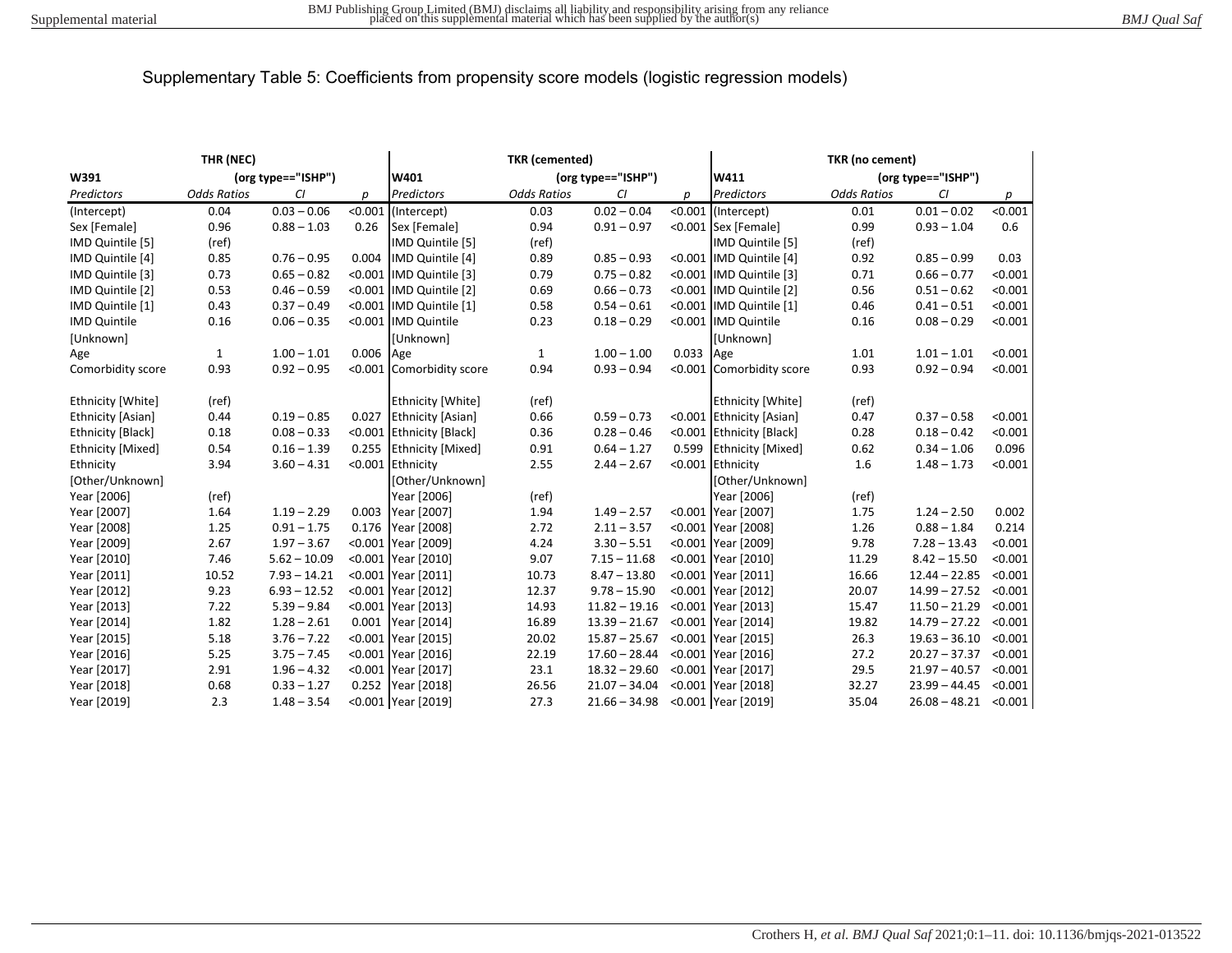# Supplementary Table 5: Coefficients from propensity score models (logistic regression models)

| THR (NEC) | | | | TKR (cemented) | | | | TKR (no cement) | | | |
|---|---|---|---|---|---|---|---|---|---|---|---|
| W391 | (org type=="ISHP") | | | W401 | (org type=="ISHP") | | | W411 | (org type=="ISHP") | | |
| *Predictors* | *Odds Ratios* | *CI* | *p* | *Predictors* | *Odds Ratios* | *CI* | *p* | *Predictors* | *Odds Ratios* | *CI* | *p* |
| (Intercept) | 0.04 | 0.03 – 0.06 | <0.001 | (Intercept) | 0.03 | 0.02 – 0.04 | <0.001 | (Intercept) | 0.01 | 0.01 – 0.02 | <0.001 |
| Sex [Female] | 0.96 | 0.88 – 1.03 | 0.26 | Sex [Female] | 0.94 | 0.91 – 0.97 | <0.001 | Sex [Female] | 0.99 | 0.93 – 1.04 | 0.6 |
| IMD Quintile [5] | (ref) | | | IMD Quintile [5] | (ref) | | | IMD Quintile [5] | (ref) | | |
| IMD Quintile [4] | 0.85 | 0.76 – 0.95 | 0.004 | IMD Quintile [4] | 0.89 | 0.85 – 0.93 | <0.001 | IMD Quintile [4] | 0.92 | 0.85 – 0.99 | 0.03 |
| IMD Quintile [3] | 0.73 | 0.65 – 0.82 | <0.001 | IMD Quintile [3] | 0.79 | 0.75 – 0.82 | <0.001 | IMD Quintile [3] | 0.71 | 0.66 – 0.77 | <0.001 |
| IMD Quintile [2] | 0.53 | 0.46 – 0.59 | <0.001 | IMD Quintile [2] | 0.69 | 0.66 – 0.73 | <0.001 | IMD Quintile [2] | 0.56 | 0.51 – 0.62 | <0.001 |
| IMD Quintile [1] | 0.43 | 0.37 – 0.49 | <0.001 | IMD Quintile [1] | 0.58 | 0.54 – 0.61 | <0.001 | IMD Quintile [1] | 0.46 | 0.41 – 0.51 | <0.001 |
| IMD Quintile [Unknown] | 0.16 | 0.06 – 0.35 | <0.001 | IMD Quintile [Unknown] | 0.23 | 0.18 – 0.29 | <0.001 | IMD Quintile [Unknown] | 0.16 | 0.08 – 0.29 | <0.001 |
| Age | 1 | 1.00 – 1.01 | 0.006 | Age | 1 | 1.00 – 1.00 | 0.033 | Age | 1.01 | 1.01 – 1.01 | <0.001 |
| Comorbidity score | 0.93 | 0.92 – 0.95 | <0.001 | Comorbidity score | 0.94 | 0.93 – 0.94 | <0.001 | Comorbidity score | 0.93 | 0.92 – 0.94 | <0.001 |
| Ethnicity [White] | (ref) | | | Ethnicity [White] | (ref) | | | Ethnicity [White] | (ref) | | |
| Ethnicity [Asian] | 0.44 | 0.19 – 0.85 | 0.027 | Ethnicity [Asian] | 0.66 | 0.59 – 0.73 | <0.001 | Ethnicity [Asian] | 0.47 | 0.37 – 0.58 | <0.001 |
| Ethnicity [Black] | 0.18 | 0.08 – 0.33 | <0.001 | Ethnicity [Black] | 0.36 | 0.28 – 0.46 | <0.001 | Ethnicity [Black] | 0.28 | 0.18 – 0.42 | <0.001 |
| Ethnicity [Mixed] | 0.54 | 0.16 – 1.39 | 0.255 | Ethnicity [Mixed] | 0.91 | 0.64 – 1.27 | 0.599 | Ethnicity [Mixed] | 0.62 | 0.34 – 1.06 | 0.096 |
| Ethnicity [Other/Unknown] | 3.94 | 3.60 – 4.31 | <0.001 | Ethnicity [Other/Unknown] | 2.55 | 2.44 – 2.67 | <0.001 | Ethnicity [Other/Unknown] | 1.6 | 1.48 – 1.73 | <0.001 |
| Year [2006] | (ref) | | | Year [2006] | (ref) | | | Year [2006] | (ref) | | |
| Year [2007] | 1.64 | 1.19 – 2.29 | 0.003 | Year [2007] | 1.94 | 1.49 – 2.57 | <0.001 | Year [2007] | 1.75 | 1.24 – 2.50 | 0.002 |
| Year [2008] | 1.25 | 0.91 – 1.75 | 0.176 | Year [2008] | 2.72 | 2.11 – 3.57 | <0.001 | Year [2008] | 1.26 | 0.88 – 1.84 | 0.214 |
| Year [2009] | 2.67 | 1.97 – 3.67 | <0.001 | Year [2009] | 4.24 | 3.30 – 5.51 | <0.001 | Year [2009] | 9.78 | 7.28 – 13.43 | <0.001 |
| Year [2010] | 7.46 | 5.62 – 10.09 | <0.001 | Year [2010] | 9.07 | 7.15 – 11.68 | <0.001 | Year [2010] | 11.29 | 8.42 – 15.50 | <0.001 |
| Year [2011] | 10.52 | 7.93 – 14.21 | <0.001 | Year [2011] | 10.73 | 8.47 – 13.80 | <0.001 | Year [2011] | 16.66 | 12.44 – 22.85 | <0.001 |
| Year [2012] | 9.23 | 6.93 – 12.52 | <0.001 | Year [2012] | 12.37 | 9.78 – 15.90 | <0.001 | Year [2012] | 20.07 | 14.99 – 27.52 | <0.001 |
| Year [2013] | 7.22 | 5.39 – 9.84 | <0.001 | Year [2013] | 14.93 | 11.82 – 19.16 | <0.001 | Year [2013] | 15.47 | 11.50 – 21.29 | <0.001 |
| Year [2014] | 1.82 | 1.28 – 2.61 | 0.001 | Year [2014] | 16.89 | 13.39 – 21.67 | <0.001 | Year [2014] | 19.82 | 14.79 – 27.22 | <0.001 |
| Year [2015] | 5.18 | 3.76 – 7.22 | <0.001 | Year [2015] | 20.02 | 15.87 – 25.67 | <0.001 | Year [2015] | 26.3 | 19.63 – 36.10 | <0.001 |
| Year [2016] | 5.25 | 3.75 – 7.45 | <0.001 | Year [2016] | 22.19 | 17.60 – 28.44 | <0.001 | Year [2016] | 27.2 | 20.27 – 37.37 | <0.001 |
| Year [2017] | 2.91 | 1.96 – 4.32 | <0.001 | Year [2017] | 23.1 | 18.32 – 29.60 | <0.001 | Year [2017] | 29.5 | 21.97 – 40.57 | <0.001 |
| Year [2018] | 0.68 | 0.33 – 1.27 | 0.252 | Year [2018] | 26.56 | 21.07 – 34.04 | <0.001 | Year [2018] | 32.27 | 23.99 – 44.45 | <0.001 |
| Year [2019] | 2.3 | 1.48 – 3.54 | <0.001 | Year [2019] | 27.3 | 21.66 – 34.98 | <0.001 | Year [2019] | 35.04 | 26.08 – 48.21 | <0.001 |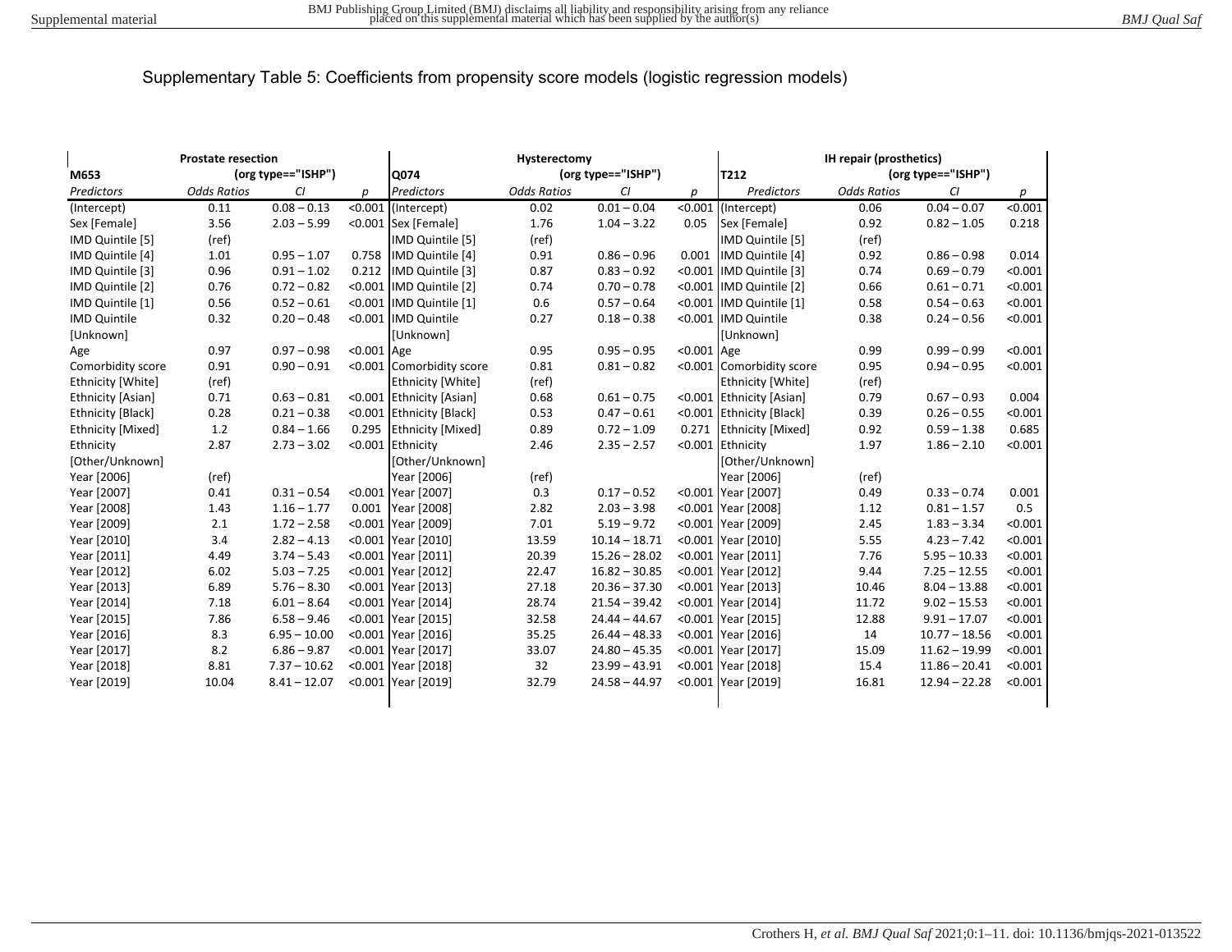Supplementary Table 5: Coefficients from propensity score models (logistic regression models)

| Prostate resection | | | | Hysterectomy | | | | IH repair (prosthetics) | | | |
|---|---|---|---|---|---|---|---|---|---|---|---|
| M653 | (org type=="ISHP") | | | Q074 | (org type=="ISHP") | | | T212 | (org type=="ISHP") | | |
| *Predictors* | *Odds Ratios* | *CI* | *p* | *Predictors* | *Odds Ratios* | *CI* | *p* | *Predictors* | *Odds Ratios* | *CI* | *p* |
| (Intercept) | 0.11 | 0.08 – 0.13 | <0.001 | (Intercept) | 0.02 | 0.01 – 0.04 | <0.001 | (Intercept) | 0.06 | 0.04 – 0.07 | <0.001 |
| Sex [Female] | 3.56 | 2.03 – 5.99 | <0.001 | Sex [Female] | 1.76 | 1.04 – 3.22 | 0.05 | Sex [Female] | 0.92 | 0.82 – 1.05 | 0.218 |
| IMD Quintile [5] | (ref) | | | IMD Quintile [5] | (ref) | | | IMD Quintile [5] | (ref) | | |
| IMD Quintile [4] | 1.01 | 0.95 – 1.07 | 0.758 | IMD Quintile [4] | 0.91 | 0.86 – 0.96 | 0.001 | IMD Quintile [4] | 0.92 | 0.86 – 0.98 | 0.014 |
| IMD Quintile [3] | 0.96 | 0.91 – 1.02 | 0.212 | IMD Quintile [3] | 0.87 | 0.83 – 0.92 | <0.001 | IMD Quintile [3] | 0.74 | 0.69 – 0.79 | <0.001 |
| IMD Quintile [2] | 0.76 | 0.72 – 0.82 | <0.001 | IMD Quintile [2] | 0.74 | 0.70 – 0.78 | <0.001 | IMD Quintile [2] | 0.66 | 0.61 – 0.71 | <0.001 |
| IMD Quintile [1] | 0.56 | 0.52 – 0.61 | <0.001 | IMD Quintile [1] | 0.6 | 0.57 – 0.64 | <0.001 | IMD Quintile [1] | 0.58 | 0.54 – 0.63 | <0.001 |
| IMD Quintile [Unknown] | 0.32 | 0.20 – 0.48 | <0.001 | IMD Quintile [Unknown] | 0.27 | 0.18 – 0.38 | <0.001 | IMD Quintile [Unknown] | 0.38 | 0.24 – 0.56 | <0.001 |
| Age | 0.97 | 0.97 – 0.98 | <0.001 | Age | 0.95 | 0.95 – 0.95 | <0.001 | Age | 0.99 | 0.99 – 0.99 | <0.001 |
| Comorbidity score | 0.91 | 0.90 – 0.91 | <0.001 | Comorbidity score | 0.81 | 0.81 – 0.82 | <0.001 | Comorbidity score | 0.95 | 0.94 – 0.95 | <0.001 |
| Ethnicity [White] | (ref) | | | Ethnicity [White] | (ref) | | | Ethnicity [White] | (ref) | | |
| Ethnicity [Asian] | 0.71 | 0.63 – 0.81 | <0.001 | Ethnicity [Asian] | 0.68 | 0.61 – 0.75 | <0.001 | Ethnicity [Asian] | 0.79 | 0.67 – 0.93 | 0.004 |
| Ethnicity [Black] | 0.28 | 0.21 – 0.38 | <0.001 | Ethnicity [Black] | 0.53 | 0.47 – 0.61 | <0.001 | Ethnicity [Black] | 0.39 | 0.26 – 0.55 | <0.001 |
| Ethnicity [Mixed] | 1.2 | 0.84 – 1.66 | 0.295 | Ethnicity [Mixed] | 0.89 | 0.72 – 1.09 | 0.271 | Ethnicity [Mixed] | 0.92 | 0.59 – 1.38 | 0.685 |
| Ethnicity [Other/Unknown] | 2.87 | 2.73 – 3.02 | <0.001 | Ethnicity [Other/Unknown] | 2.46 | 2.35 – 2.57 | <0.001 | Ethnicity [Other/Unknown] | 1.97 | 1.86 – 2.10 | <0.001 |
| Year [2006] | (ref) | | | Year [2006] | (ref) | | | Year [2006] | (ref) | | |
| Year [2007] | 0.41 | 0.31 – 0.54 | <0.001 | Year [2007] | 0.3 | 0.17 – 0.52 | <0.001 | Year [2007] | 0.49 | 0.33 – 0.74 | 0.001 |
| Year [2008] | 1.43 | 1.16 – 1.77 | 0.001 | Year [2008] | 2.82 | 2.03 – 3.98 | <0.001 | Year [2008] | 1.12 | 0.81 – 1.57 | 0.5 |
| Year [2009] | 2.1 | 1.72 – 2.58 | <0.001 | Year [2009] | 7.01 | 5.19 – 9.72 | <0.001 | Year [2009] | 2.45 | 1.83 – 3.34 | <0.001 |
| Year [2010] | 3.4 | 2.82 – 4.13 | <0.001 | Year [2010] | 13.59 | 10.14 – 18.71 | <0.001 | Year [2010] | 5.55 | 4.23 – 7.42 | <0.001 |
| Year [2011] | 4.49 | 3.74 – 5.43 | <0.001 | Year [2011] | 20.39 | 15.26 – 28.02 | <0.001 | Year [2011] | 7.76 | 5.95 – 10.33 | <0.001 |
| Year [2012] | 6.02 | 5.03 – 7.25 | <0.001 | Year [2012] | 22.47 | 16.82 – 30.85 | <0.001 | Year [2012] | 9.44 | 7.25 – 12.55 | <0.001 |
| Year [2013] | 6.89 | 5.76 – 8.30 | <0.001 | Year [2013] | 27.18 | 20.36 – 37.30 | <0.001 | Year [2013] | 10.46 | 8.04 – 13.88 | <0.001 |
| Year [2014] | 7.18 | 6.01 – 8.64 | <0.001 | Year [2014] | 28.74 | 21.54 – 39.42 | <0.001 | Year [2014] | 11.72 | 9.02 – 15.53 | <0.001 |
| Year [2015] | 7.86 | 6.58 – 9.46 | <0.001 | Year [2015] | 32.58 | 24.44 – 44.67 | <0.001 | Year [2015] | 12.88 | 9.91 – 17.07 | <0.001 |
| Year [2016] | 8.3 | 6.95 – 10.00 | <0.001 | Year [2016] | 35.25 | 26.44 – 48.33 | <0.001 | Year [2016] | 14 | 10.77 – 18.56 | <0.001 |
| Year [2017] | 8.2 | 6.86 – 9.87 | <0.001 | Year [2017] | 33.07 | 24.80 – 45.35 | <0.001 | Year [2017] | 15.09 | 11.62 – 19.99 | <0.001 |
| Year [2018] | 8.81 | 7.37 – 10.62 | <0.001 | Year [2018] | 32 | 23.99 – 43.91 | <0.001 | Year [2018] | 15.4 | 11.86 – 20.41 | <0.001 |
| Year [2019] | 10.04 | 8.41 – 12.07 | <0.001 | Year [2019] | 32.79 | 24.58 – 44.97 | <0.001 | Year [2019] | 16.81 | 12.94 – 22.28 | <0.001 |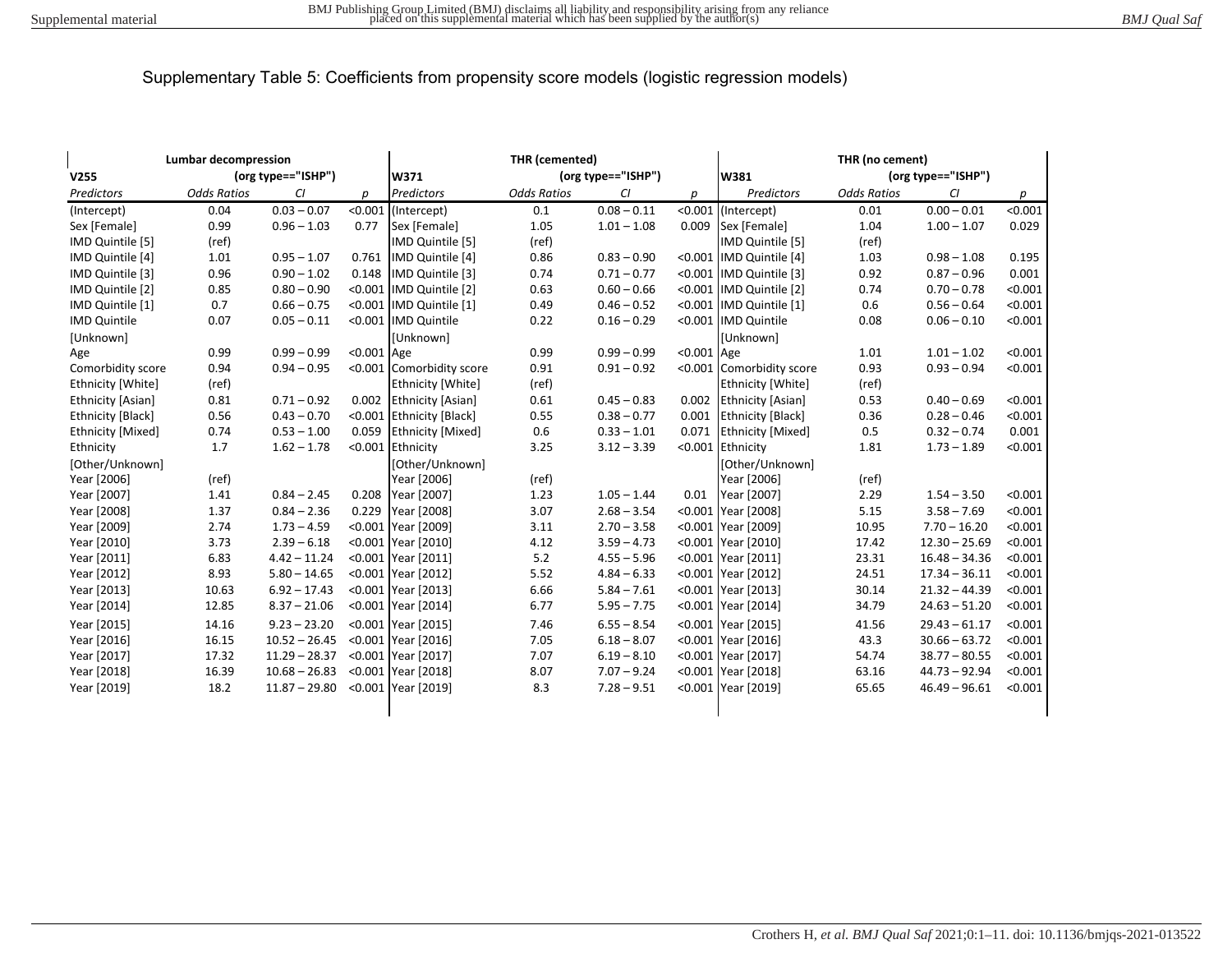Supplementary Table 5: Coefficients from propensity score models (logistic regression models)

| Lumbar decompression | | | | THR (cemented) | | | | THR (no cement) | | | |
|---|---|---|---|---|---|---|---|---|---|---|---|
| V255 | (org type=="ISHP") | | | W371 | (org type=="ISHP") | | | W381 | (org type=="ISHP") | | |
| *Predictors* | *Odds Ratios* | *CI* | *p* | *Predictors* | *Odds Ratios* | *CI* | *p* | *Predictors* | *Odds Ratios* | *CI* | *p* |
| (Intercept) | 0.04 | 0.03 – 0.07 | <0.001 | (Intercept) | 0.1 | 0.08 – 0.11 | <0.001 | (Intercept) | 0.01 | 0.00 – 0.01 | <0.001 |
| Sex [Female] | 0.99 | 0.96 – 1.03 | 0.77 | Sex [Female] | 1.05 | 1.01 – 1.08 | 0.009 | Sex [Female] | 1.04 | 1.00 – 1.07 | 0.029 |
| IMD Quintile [5] | (ref) | | | IMD Quintile [5] | (ref) | | | IMD Quintile [5] | (ref) | | |
| IMD Quintile [4] | 1.01 | 0.95 – 1.07 | 0.761 | IMD Quintile [4] | 0.86 | 0.83 – 0.90 | <0.001 | IMD Quintile [4] | 1.03 | 0.98 – 1.08 | 0.195 |
| IMD Quintile [3] | 0.96 | 0.90 – 1.02 | 0.148 | IMD Quintile [3] | 0.74 | 0.71 – 0.77 | <0.001 | IMD Quintile [3] | 0.92 | 0.87 – 0.96 | 0.001 |
| IMD Quintile [2] | 0.85 | 0.80 – 0.90 | <0.001 | IMD Quintile [2] | 0.63 | 0.60 – 0.66 | <0.001 | IMD Quintile [2] | 0.74 | 0.70 – 0.78 | <0.001 |
| IMD Quintile [1] | 0.7 | 0.66 – 0.75 | <0.001 | IMD Quintile [1] | 0.49 | 0.46 – 0.52 | <0.001 | IMD Quintile [1] | 0.6 | 0.56 – 0.64 | <0.001 |
| IMD Quintile [Unknown] | 0.07 | 0.05 – 0.11 | <0.001 | IMD Quintile [Unknown] | 0.22 | 0.16 – 0.29 | <0.001 | IMD Quintile [Unknown] | 0.08 | 0.06 – 0.10 | <0.001 |
| Age | 0.99 | 0.99 – 0.99 | <0.001 | Age | 0.99 | 0.99 – 0.99 | <0.001 | Age | 1.01 | 1.01 – 1.02 | <0.001 |
| Comorbidity score | 0.94 | 0.94 – 0.95 | <0.001 | Comorbidity score | 0.91 | 0.91 – 0.92 | <0.001 | Comorbidity score | 0.93 | 0.93 – 0.94 | <0.001 |
| Ethnicity [White] | (ref) | | | Ethnicity [White] | (ref) | | | Ethnicity [White] | (ref) | | |
| Ethnicity [Asian] | 0.81 | 0.71 – 0.92 | 0.002 | Ethnicity [Asian] | 0.61 | 0.45 – 0.83 | 0.002 | Ethnicity [Asian] | 0.53 | 0.40 – 0.69 | <0.001 |
| Ethnicity [Black] | 0.56 | 0.43 – 0.70 | <0.001 | Ethnicity [Black] | 0.55 | 0.38 – 0.77 | 0.001 | Ethnicity [Black] | 0.36 | 0.28 – 0.46 | <0.001 |
| Ethnicity [Mixed] | 0.74 | 0.53 – 1.00 | 0.059 | Ethnicity [Mixed] | 0.6 | 0.33 – 1.01 | 0.071 | Ethnicity [Mixed] | 0.5 | 0.32 – 0.74 | 0.001 |
| Ethnicity [Other/Unknown] | 1.7 | 1.62 – 1.78 | <0.001 | Ethnicity [Other/Unknown] | 3.25 | 3.12 – 3.39 | <0.001 | Ethnicity [Other/Unknown] | 1.81 | 1.73 – 1.89 | <0.001 |
| Year [2006] | (ref) | | | Year [2006] | (ref) | | | Year [2006] | (ref) | | |
| Year [2007] | 1.41 | 0.84 – 2.45 | 0.208 | Year [2007] | 1.23 | 1.05 – 1.44 | 0.01 | Year [2007] | 2.29 | 1.54 – 3.50 | <0.001 |
| Year [2008] | 1.37 | 0.84 – 2.36 | 0.229 | Year [2008] | 3.07 | 2.68 – 3.54 | <0.001 | Year [2008] | 5.15 | 3.58 – 7.69 | <0.001 |
| Year [2009] | 2.74 | 1.73 – 4.59 | <0.001 | Year [2009] | 3.11 | 2.70 – 3.58 | <0.001 | Year [2009] | 10.95 | 7.70 – 16.20 | <0.001 |
| Year [2010] | 3.73 | 2.39 – 6.18 | <0.001 | Year [2010] | 4.12 | 3.59 – 4.73 | <0.001 | Year [2010] | 17.42 | 12.30 – 25.69 | <0.001 |
| Year [2011] | 6.83 | 4.42 – 11.24 | <0.001 | Year [2011] | 5.2 | 4.55 – 5.96 | <0.001 | Year [2011] | 23.31 | 16.48 – 34.36 | <0.001 |
| Year [2012] | 8.93 | 5.80 – 14.65 | <0.001 | Year [2012] | 5.52 | 4.84 – 6.33 | <0.001 | Year [2012] | 24.51 | 17.34 – 36.11 | <0.001 |
| Year [2013] | 10.63 | 6.92 – 17.43 | <0.001 | Year [2013] | 6.66 | 5.84 – 7.61 | <0.001 | Year [2013] | 30.14 | 21.32 – 44.39 | <0.001 |
| Year [2014] | 12.85 | 8.37 – 21.06 | <0.001 | Year [2014] | 6.77 | 5.95 – 7.75 | <0.001 | Year [2014] | 34.79 | 24.63 – 51.20 | <0.001 |
| Year [2015] | 14.16 | 9.23 – 23.20 | <0.001 | Year [2015] | 7.46 | 6.55 – 8.54 | <0.001 | Year [2015] | 41.56 | 29.43 – 61.17 | <0.001 |
| Year [2016] | 16.15 | 10.52 – 26.45 | <0.001 | Year [2016] | 7.05 | 6.18 – 8.07 | <0.001 | Year [2016] | 43.3 | 30.66 – 63.72 | <0.001 |
| Year [2017] | 17.32 | 11.29 – 28.37 | <0.001 | Year [2017] | 7.07 | 6.19 – 8.10 | <0.001 | Year [2017] | 54.74 | 38.77 – 80.55 | <0.001 |
| Year [2018] | 16.39 | 10.68 – 26.83 | <0.001 | Year [2018] | 8.07 | 7.07 – 9.24 | <0.001 | Year [2018] | 63.16 | 44.73 – 92.94 | <0.001 |
| Year [2019] | 18.2 | 11.87 – 29.80 | <0.001 | Year [2019] | 8.3 | 7.28 – 9.51 | <0.001 | Year [2019] | 65.65 | 46.49 – 96.61 | <0.001 |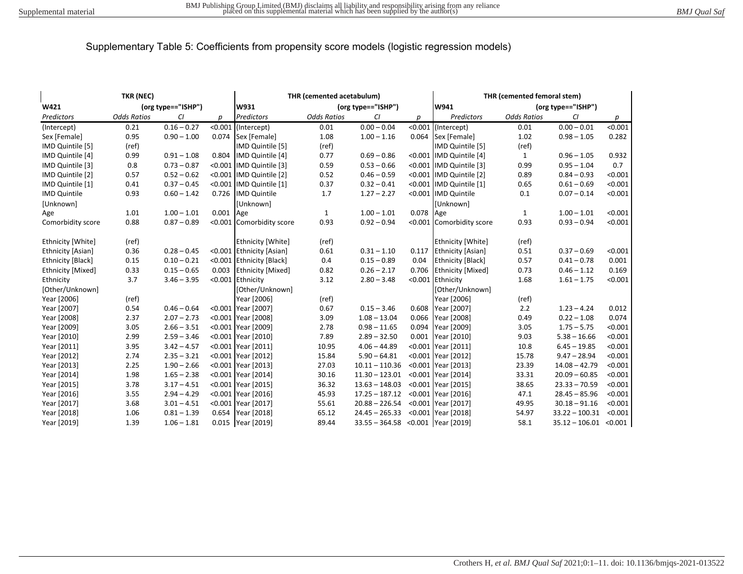Supplementary Table 5: Coefficients from propensity score models (logistic regression models)

| TKR (NEC) | | | | THR (cemented acetabulum) | | | | THR (cemented femoral stem) | | | |
|---|---|---|---|---|---|---|---|---|---|---|---|
| **W421** | (org type=="ISHP") | | | **W931** | (org type=="ISHP") | | | **W941** | (org type=="ISHP") | | |
| *Predictors* | *Odds Ratios* | *CI* | *p* | *Predictors* | *Odds Ratios* | *CI* | *p* | *Predictors* | *Odds Ratios* | *CI* | *p* |
| (Intercept) | 0.21 | 0.16 – 0.27 | <0.001 | (Intercept) | 0.01 | 0.00 – 0.04 | <0.001 | (Intercept) | 0.01 | 0.00 – 0.01 | <0.001 |
| Sex [Female] | 0.95 | 0.90 – 1.00 | 0.074 | Sex [Female] | 1.08 | 1.00 – 1.16 | 0.064 | Sex [Female] | 1.02 | 0.98 – 1.05 | 0.282 |
| IMD Quintile [5] | (ref) | | | IMD Quintile [5] | (ref) | | | IMD Quintile [5] | (ref) | | |
| IMD Quintile [4] | 0.99 | 0.91 – 1.08 | 0.804 | IMD Quintile [4] | 0.77 | 0.69 – 0.86 | <0.001 | IMD Quintile [4] | 1 | 0.96 – 1.05 | 0.932 |
| IMD Quintile [3] | 0.8 | 0.73 – 0.87 | <0.001 | IMD Quintile [3] | 0.59 | 0.53 – 0.66 | <0.001 | IMD Quintile [3] | 0.99 | 0.95 – 1.04 | 0.7 |
| IMD Quintile [2] | 0.57 | 0.52 – 0.62 | <0.001 | IMD Quintile [2] | 0.52 | 0.46 – 0.59 | <0.001 | IMD Quintile [2] | 0.89 | 0.84 – 0.93 | <0.001 |
| IMD Quintile [1] | 0.41 | 0.37 – 0.45 | <0.001 | IMD Quintile [1] | 0.37 | 0.32 – 0.41 | <0.001 | IMD Quintile [1] | 0.65 | 0.61 – 0.69 | <0.001 |
| IMD Quintile [Unknown] | 0.93 | 0.60 – 1.42 | 0.726 | IMD Quintile [Unknown] | 1.7 | 1.27 – 2.27 | <0.001 | IMD Quintile [Unknown] | 0.1 | 0.07 – 0.14 | <0.001 |
| Age | 1.01 | 1.00 – 1.01 | 0.001 | Age | 1 | 1.00 – 1.01 | 0.078 | Age | 1 | 1.00 – 1.01 | <0.001 |
| Comorbidity score | 0.88 | 0.87 – 0.89 | <0.001 | Comorbidity score | 0.93 | 0.92 – 0.94 | <0.001 | Comorbidity score | 0.93 | 0.93 – 0.94 | <0.001 |
| Ethnicity [White] | (ref) | | | Ethnicity [White] | (ref) | | | Ethnicity [White] | (ref) | | |
| Ethnicity [Asian] | 0.36 | 0.28 – 0.45 | <0.001 | Ethnicity [Asian] | 0.61 | 0.31 – 1.10 | 0.117 | Ethnicity [Asian] | 0.51 | 0.37 – 0.69 | <0.001 |
| Ethnicity [Black] | 0.15 | 0.10 – 0.21 | <0.001 | Ethnicity [Black] | 0.4 | 0.15 – 0.89 | 0.04 | Ethnicity [Black] | 0.57 | 0.41 – 0.78 | 0.001 |
| Ethnicity [Mixed] | 0.33 | 0.15 – 0.65 | 0.003 | Ethnicity [Mixed] | 0.82 | 0.26 – 2.17 | 0.706 | Ethnicity [Mixed] | 0.73 | 0.46 – 1.12 | 0.169 |
| Ethnicity [Other/Unknown] | 3.7 | 3.46 – 3.95 | <0.001 | Ethnicity [Other/Unknown] | 3.12 | 2.80 – 3.48 | <0.001 | Ethnicity [Other/Unknown] | 1.68 | 1.61 – 1.75 | <0.001 |
| Year [2006] | (ref) | | | Year [2006] | (ref) | | | Year [2006] | (ref) | | |
| Year [2007] | 0.54 | 0.46 – 0.64 | <0.001 | Year [2007] | 0.67 | 0.15 – 3.46 | 0.608 | Year [2007] | 2.2 | 1.23 – 4.24 | 0.012 |
| Year [2008] | 2.37 | 2.07 – 2.73 | <0.001 | Year [2008] | 3.09 | 1.08 – 13.04 | 0.066 | Year [2008] | 0.49 | 0.22 – 1.08 | 0.074 |
| Year [2009] | 3.05 | 2.66 – 3.51 | <0.001 | Year [2009] | 2.78 | 0.98 – 11.65 | 0.094 | Year [2009] | 3.05 | 1.75 – 5.75 | <0.001 |
| Year [2010] | 2.99 | 2.59 – 3.46 | <0.001 | Year [2010] | 7.89 | 2.89 – 32.50 | 0.001 | Year [2010] | 9.03 | 5.38 – 16.66 | <0.001 |
| Year [2011] | 3.95 | 3.42 – 4.57 | <0.001 | Year [2011] | 10.95 | 4.06 – 44.89 | <0.001 | Year [2011] | 10.8 | 6.45 – 19.85 | <0.001 |
| Year [2012] | 2.74 | 2.35 – 3.21 | <0.001 | Year [2012] | 15.84 | 5.90 – 64.81 | <0.001 | Year [2012] | 15.78 | 9.47 – 28.94 | <0.001 |
| Year [2013] | 2.25 | 1.90 – 2.66 | <0.001 | Year [2013] | 27.03 | 10.11 – 110.36 | <0.001 | Year [2013] | 23.39 | 14.08 – 42.79 | <0.001 |
| Year [2014] | 1.98 | 1.65 – 2.38 | <0.001 | Year [2014] | 30.16 | 11.30 – 123.01 | <0.001 | Year [2014] | 33.31 | 20.09 – 60.85 | <0.001 |
| Year [2015] | 3.78 | 3.17 – 4.51 | <0.001 | Year [2015] | 36.32 | 13.63 – 148.03 | <0.001 | Year [2015] | 38.65 | 23.33 – 70.59 | <0.001 |
| Year [2016] | 3.55 | 2.94 – 4.29 | <0.001 | Year [2016] | 45.93 | 17.25 – 187.12 | <0.001 | Year [2016] | 47.1 | 28.45 – 85.96 | <0.001 |
| Year [2017] | 3.68 | 3.01 – 4.51 | <0.001 | Year [2017] | 55.61 | 20.88 – 226.54 | <0.001 | Year [2017] | 49.95 | 30.18 – 91.16 | <0.001 |
| Year [2018] | 1.06 | 0.81 – 1.39 | 0.654 | Year [2018] | 65.12 | 24.45 – 265.33 | <0.001 | Year [2018] | 54.97 | 33.22 – 100.31 | <0.001 |
| Year [2019] | 1.39 | 1.06 – 1.81 | 0.015 | Year [2019] | 89.44 | 33.55 – 364.58 | <0.001 | Year [2019] | 58.1 | 35.12 – 106.01 | <0.001 |